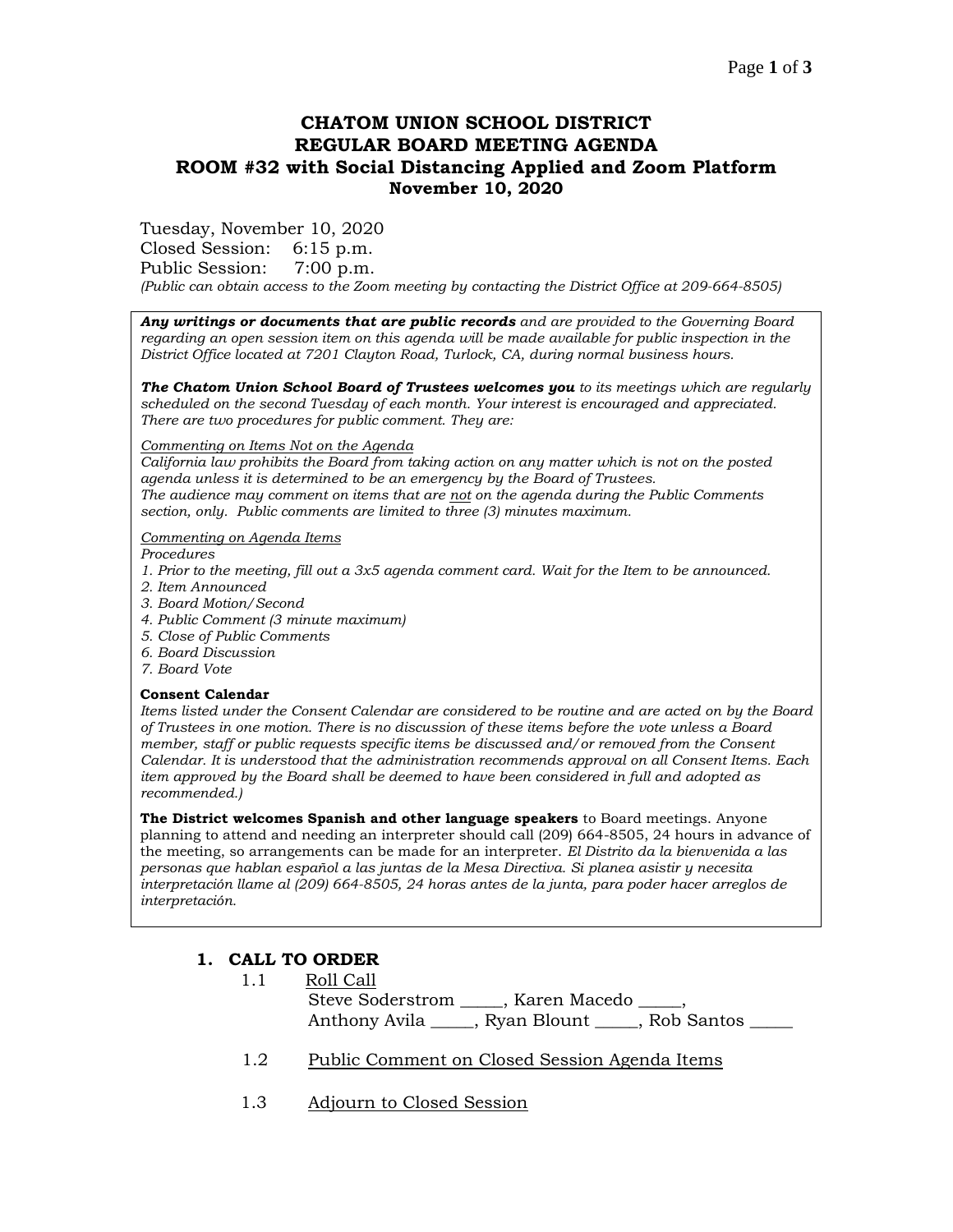# CHATOM UNION SCHOOL DISTRICT
# REGULAR BOARD MEETING AGENDA
## ROOM #32 with Social Distancing Applied and Zoom Platform
## November 10, 2020

Tuesday, November 10, 2020
Closed Session: 6:15 p.m.
Public Session: 7:00 p.m.
*(Public can obtain access to the Zoom meeting by contacting the District Office at 209-664-8505)*

***Any writings or documents that are public records*** *and are provided to the Governing Board regarding an open session item on this agenda will be made available for public inspection in the District Office located at 7201 Clayton Road, Turlock, CA, during normal business hours.*

***The Chatom Union School Board of Trustees welcomes you*** *to its meetings which are regularly scheduled on the second Tuesday of each month. Your interest is encouraged and appreciated. There are two procedures for public comment. They are:*

*<u>Commenting on Items Not on the Agenda</u>*
*California law prohibits the Board from taking action on any matter which is not on the posted agenda unless it is determined to be an emergency by the Board of Trustees.*
*The audience may comment on items that are <u>not</u> on the agenda during the Public Comments section, only. Public comments are limited to three (3) minutes maximum.*

*<u>Commenting on Agenda Items</u>*
*Procedures*
*1. Prior to the meeting, fill out a 3x5 agenda comment card. Wait for the Item to be announced.*
*2. Item Announced*
*3. Board Motion/Second*
*4. Public Comment (3 minute maximum)*
*5. Close of Public Comments*
*6. Board Discussion*
*7. Board Vote*

**Consent Calendar**
*Items listed under the Consent Calendar are considered to be routine and are acted on by the Board of Trustees in one motion. There is no discussion of these items before the vote unless a Board member, staff or public requests specific items be discussed and/or removed from the Consent Calendar. It is understood that the administration recommends approval on all Consent Items. Each item approved by the Board shall be deemed to have been considered in full and adopted as recommended.)*

**The District welcomes Spanish and other language speakers** to Board meetings. Anyone planning to attend and needing an interpreter should call (209) 664-8505, 24 hours in advance of the meeting, so arrangements can be made for an interpreter. *El Distrito da la bienvenida a las personas que hablan español a las juntas de la Mesa Directiva. Si planea asistir y necesita interpretación llame al (209) 664-8505, 24 horas antes de la junta, para poder hacer arreglos de interpretación.*

## 1. CALL TO ORDER

1.1 <u>Roll Call</u>
Steve Soderstrom _____, Karen Macedo _____,
Anthony Avila _____, Ryan Blount _____, Rob Santos _____

1.2 <u>Public Comment on Closed Session Agenda Items</u>

1.3 <u>Adjourn to Closed Session</u>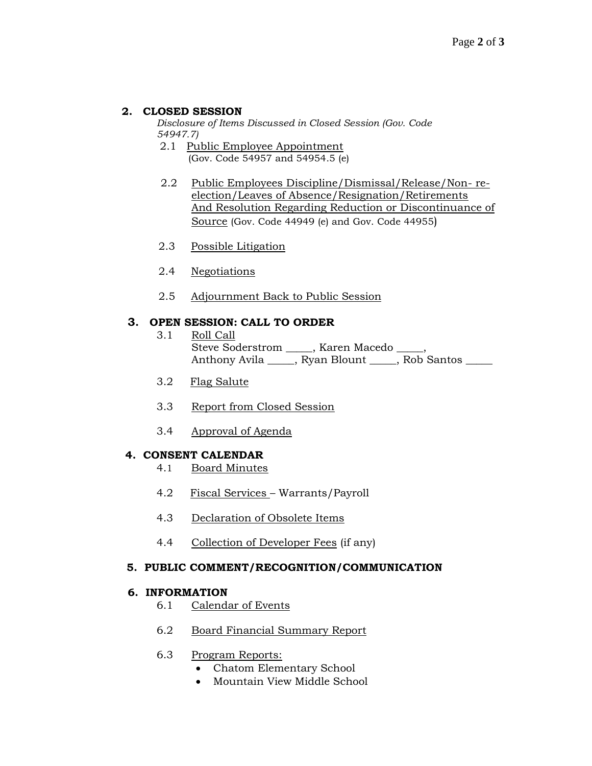## 2. CLOSED SESSION

*Disclosure of Items Discussed in Closed Session (Gov. Code 54947.7)*

2.1 Public Employee Appointment
(Gov. Code 54957 and 54954.5 (e)

2.2 Public Employees Discipline/Dismissal/Release/Non- re-election/Leaves of Absence/Resignation/Retirements And Resolution Regarding Reduction or Discontinuance of Source (Gov. Code 44949 (e) and Gov. Code 44955)

2.3 Possible Litigation

2.4 Negotiations

2.5 Adjournment Back to Public Session

## 3. OPEN SESSION: CALL TO ORDER

3.1 Roll Call
Steve Soderstrom _____, Karen Macedo _____,
Anthony Avila _____, Ryan Blount _____, Rob Santos _____

3.2 Flag Salute

3.3 Report from Closed Session

3.4 Approval of Agenda

## 4. CONSENT CALENDAR

4.1 Board Minutes

4.2 Fiscal Services – Warrants/Payroll

4.3 Declaration of Obsolete Items

4.4 Collection of Developer Fees (if any)

## 5. PUBLIC COMMENT/RECOGNITION/COMMUNICATION

## 6. INFORMATION

6.1 Calendar of Events

6.2 Board Financial Summary Report

6.3 Program Reports:

- Chatom Elementary School
- Mountain View Middle School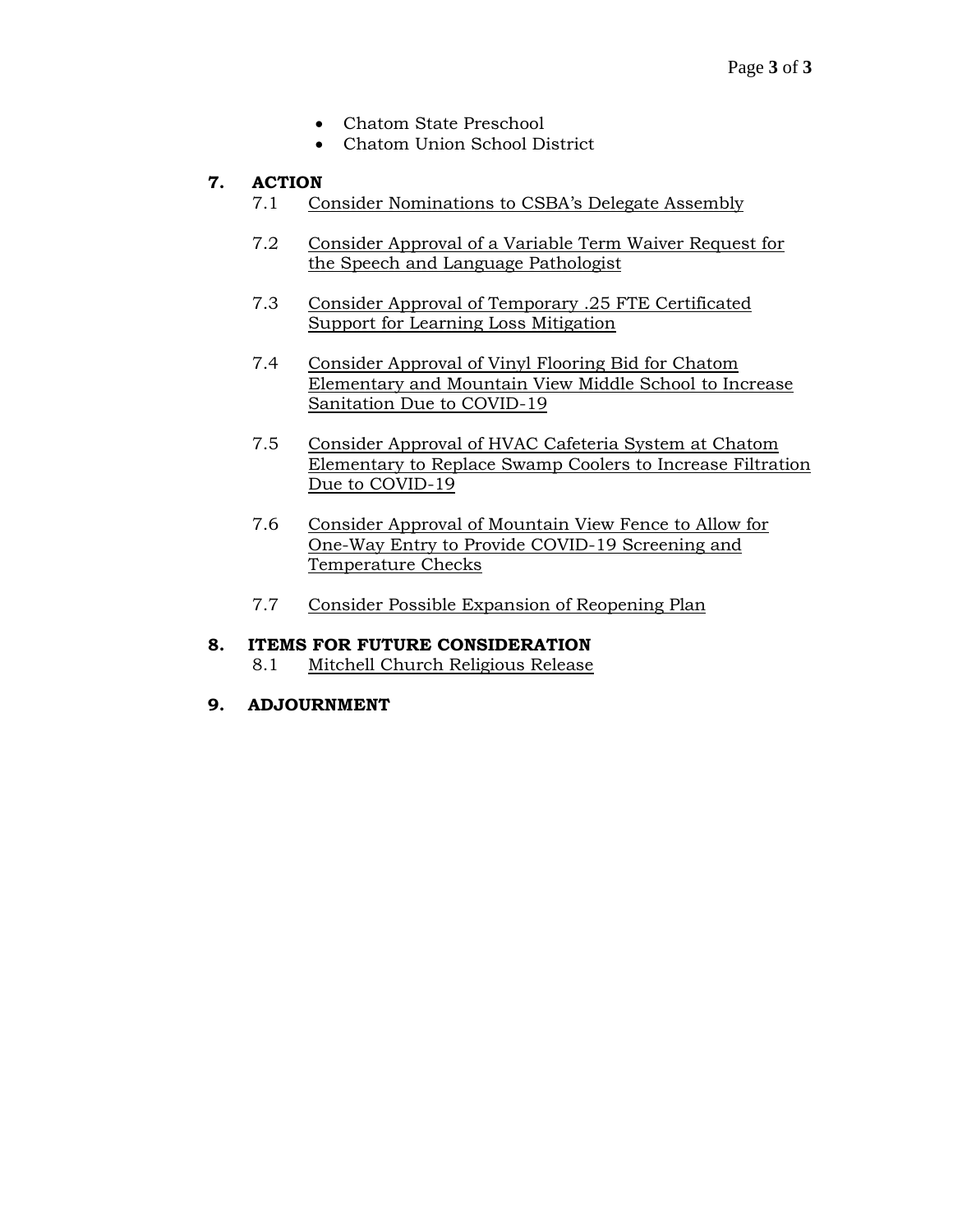- Chatom State Preschool
- Chatom Union School District

**7. ACTION**

7.1 Consider Nominations to CSBA's Delegate Assembly

7.2 Consider Approval of a Variable Term Waiver Request for the Speech and Language Pathologist

7.3 Consider Approval of Temporary .25 FTE Certificated Support for Learning Loss Mitigation

7.4 Consider Approval of Vinyl Flooring Bid for Chatom Elementary and Mountain View Middle School to Increase Sanitation Due to COVID-19

7.5 Consider Approval of HVAC Cafeteria System at Chatom Elementary to Replace Swamp Coolers to Increase Filtration Due to COVID-19

7.6 Consider Approval of Mountain View Fence to Allow for One-Way Entry to Provide COVID-19 Screening and Temperature Checks

7.7 Consider Possible Expansion of Reopening Plan

**8. ITEMS FOR FUTURE CONSIDERATION**

8.1 Mitchell Church Religious Release

**9. ADJOURNMENT**